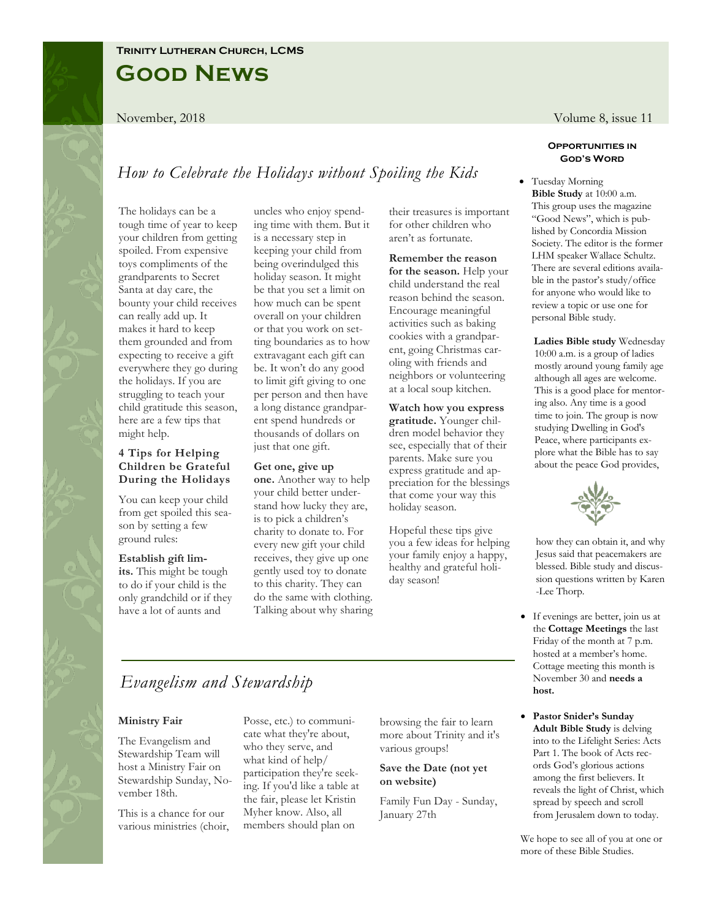**Trinity Lutheran Church, LCMS**

# Good News

November, 2018 Volume 8, issue 11

## How to Celebrate the Holidays without Spoiling the Kids

The holidays can be a tough time of year to keep your children from getting spoiled. From expensive toys compliments of the grandparents to Secret Santa at day care, the bounty your child receives can really add up. It makes it hard to keep them grounded and from expecting to receive a gift everywhere they go during the holidays. If you are struggling to teach your child gratitude this season, here are a few tips that might help.

### 4 Tips for Helping Children be Grateful During the Holidays

You can keep your child from get spoiled this season by setting a few ground rules:

**Establish gift limits.** This might be tough to do if your child is the only grandchild or if they have a lot of aunts and uncles who enjoy spending time with them. But it is a necessary step in keeping your child from being overindulged this holiday season. It might be that you set a limit on how much can be spent overall on your children or that you work on setting boundaries as to how extravagant each gift can be. It won't do any good to limit gift giving to one per person and then have a long distance grandparent spend hundreds or thousands of dollars on just that one gift.

**Get one, give up one.** Another way to help your child better understand how lucky they are, is to pick a children's charity to donate to. For every new gift your child receives, they give up one gently used toy to donate to this charity. They can do the same with clothing. Talking about why sharing their treasures is important for other children who aren't as fortunate.

**Remember the reason for the season.** Help your child understand the real reason behind the season. Encourage meaningful activities such as baking cookies with a grandparent, going Christmas caroling with friends and neighbors or volunteering at a local soup kitchen.

**Watch how you express gratitude.** Younger children model behavior they see, especially that of their parents. Make sure you express gratitude and appreciation for the blessings that come your way this holiday season.

Hopeful these tips give you a few ideas for helping your family enjoy a happy, healthy and grateful holiday season!

## Evangelism and Stewardship

**Ministry Fair**

The Evangelism and Stewardship Team will host a Ministry Fair on Stewardship Sunday, November 18th.

This is a chance for our various ministries (choir, Posse, etc.) to communicate what they're about, who they serve, and what kind of help/participation they're seeking. If you'd like a table at the fair, please let Kristin Myher know. Also, all members should plan on browsing the fair to learn more about Trinity and it's various groups!

**Save the Date (not yet on website)**

Family Fun Day - Sunday, January 27th

### Opportunities in God's Word

- Tuesday Morning **Bible Study** at 10:00 a.m. This group uses the magazine "Good News", which is published by Concordia Mission Society. The editor is the former LHM speaker Wallace Schultz. There are several editions available in the pastor's study/office for anyone who would like to review a topic or use one for personal Bible study.

  **Ladies Bible study** Wednesday 10:00 a.m. is a group of ladies mostly around young family age although all ages are welcome. This is a good place for mentoring also. Any time is a good time to join. The group is now studying Dwelling in God's Peace, where participants explore what the Bible has to say about the peace God provides, how they can obtain it, and why Jesus said that peacemakers are blessed. Bible study and discussion questions written by Karen-Lee Thorp.

- If evenings are better, join us at the **Cottage Meetings** the last Friday of the month at 7 p.m. hosted at a member's home. Cottage meeting this month is November 30 and **needs a host.**

- **Pastor Snider's Sunday Adult Bible Study** is delving into to the Lifelight Series: Acts Part 1. The book of Acts records God's glorious actions among the first believers. It reveals the light of Christ, which spread by speech and scroll from Jerusalem down to today.

We hope to see all of you at one or more of these Bible Studies.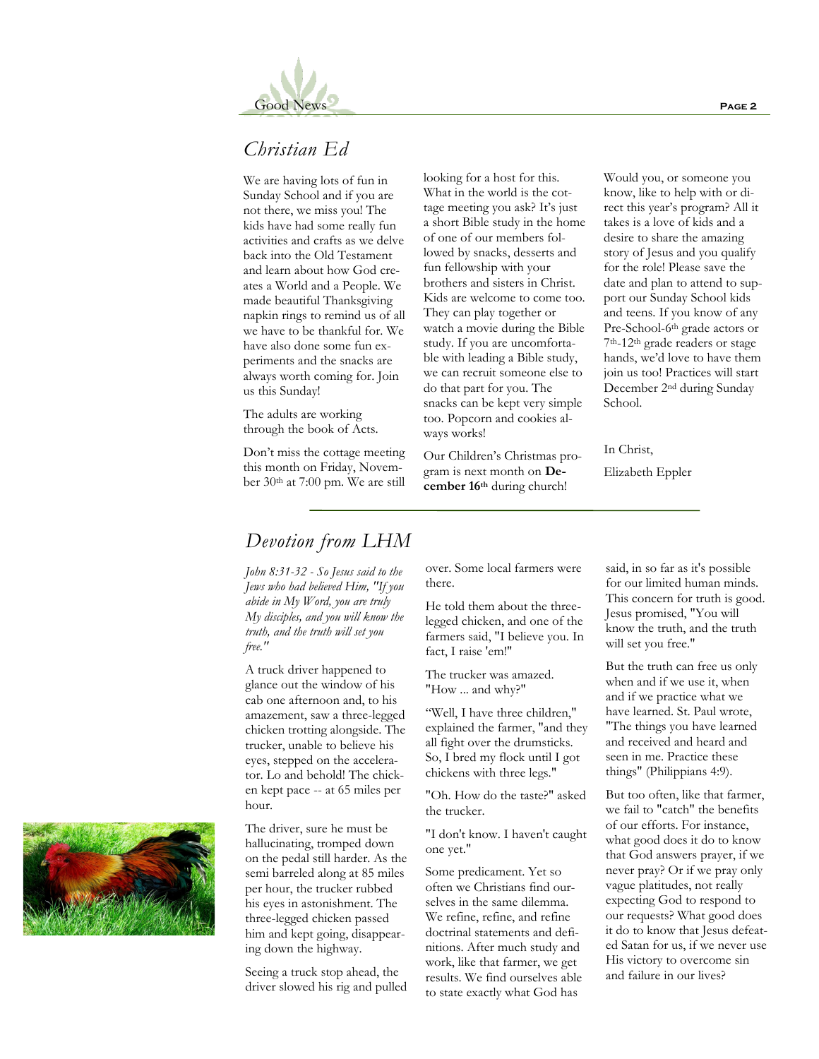## Christian Ed

We are having lots of fun in Sunday School and if you are not there, we miss you! The kids have had some really fun activities and crafts as we delve back into the Old Testament and learn about how God creates a World and a People. We made beautiful Thanksgiving napkin rings to remind us of all we have to be thankful for. We have also done some fun experiments and the snacks are always worth coming for. Join us this Sunday!

The adults are working through the book of Acts.

Don't miss the cottage meeting this month on Friday, November 30th at 7:00 pm. We are still looking for a host for this. What in the world is the cottage meeting you ask? It's just a short Bible study in the home of one of our members followed by snacks, desserts and fun fellowship with your brothers and sisters in Christ. Kids are welcome to come too. They can play together or watch a movie during the Bible study. If you are uncomfortable with leading a Bible study, we can recruit someone else to do that part for you. The snacks can be kept very simple too. Popcorn and cookies always works!

Our Children's Christmas program is next month on **December 16th** during church! Would you, or someone you know, like to help with or direct this year's program? All it takes is a love of kids and a desire to share the amazing story of Jesus and you qualify for the role! Please save the date and plan to attend to support our Sunday School kids and teens. If you know of any Pre-School-6th grade actors or 7th-12th grade readers or stage hands, we'd love to have them join us too! Practices will start December 2nd during Sunday School.

In Christ,

Elizabeth Eppler

## Devotion from LHM

*John 8:31-32 - So Jesus said to the Jews who had believed Him, "If you abide in My Word, you are truly My disciples, and you will know the truth, and the truth will set you free."*

A truck driver happened to glance out the window of his cab one afternoon and, to his amazement, saw a three-legged chicken trotting alongside. The trucker, unable to believe his eyes, stepped on the accelerator. Lo and behold! The chicken kept pace -- at 65 miles per hour.

The driver, sure he must be hallucinating, tromped down on the pedal still harder. As the semi barreled along at 85 miles per hour, the trucker rubbed his eyes in astonishment. The three-legged chicken passed him and kept going, disappearing down the highway.

Seeing a truck stop ahead, the driver slowed his rig and pulled over. Some local farmers were there.

He told them about the three-legged chicken, and one of the farmers said, "I believe you. In fact, I raise 'em!"

The trucker was amazed. "How ... and why?"

"Well, I have three children," explained the farmer, "and they all fight over the drumsticks. So, I bred my flock until I got chickens with three legs."

"Oh. How do the taste?" asked the trucker.

"I don't know. I haven't caught one yet."

Some predicament. Yet so often we Christians find ourselves in the same dilemma. We refine, refine, and refine doctrinal statements and definitions. After much study and work, like that farmer, we get results. We find ourselves able to state exactly what God has said, in so far as it's possible for our limited human minds. This concern for truth is good. Jesus promised, "You will know the truth, and the truth will set you free."

But the truth can free us only when and if we use it, when and if we practice what we have learned. St. Paul wrote, "The things you have learned and received and heard and seen in me. Practice these things" (Philippians 4:9).

But too often, like that farmer, we fail to "catch" the benefits of our efforts. For instance, what good does it do to know that God answers prayer, if we never pray? Or if we pray only vague platitudes, not really expecting God to respond to our requests? What good does it do to know that Jesus defeated Satan for us, if we never use His victory to overcome sin and failure in our lives?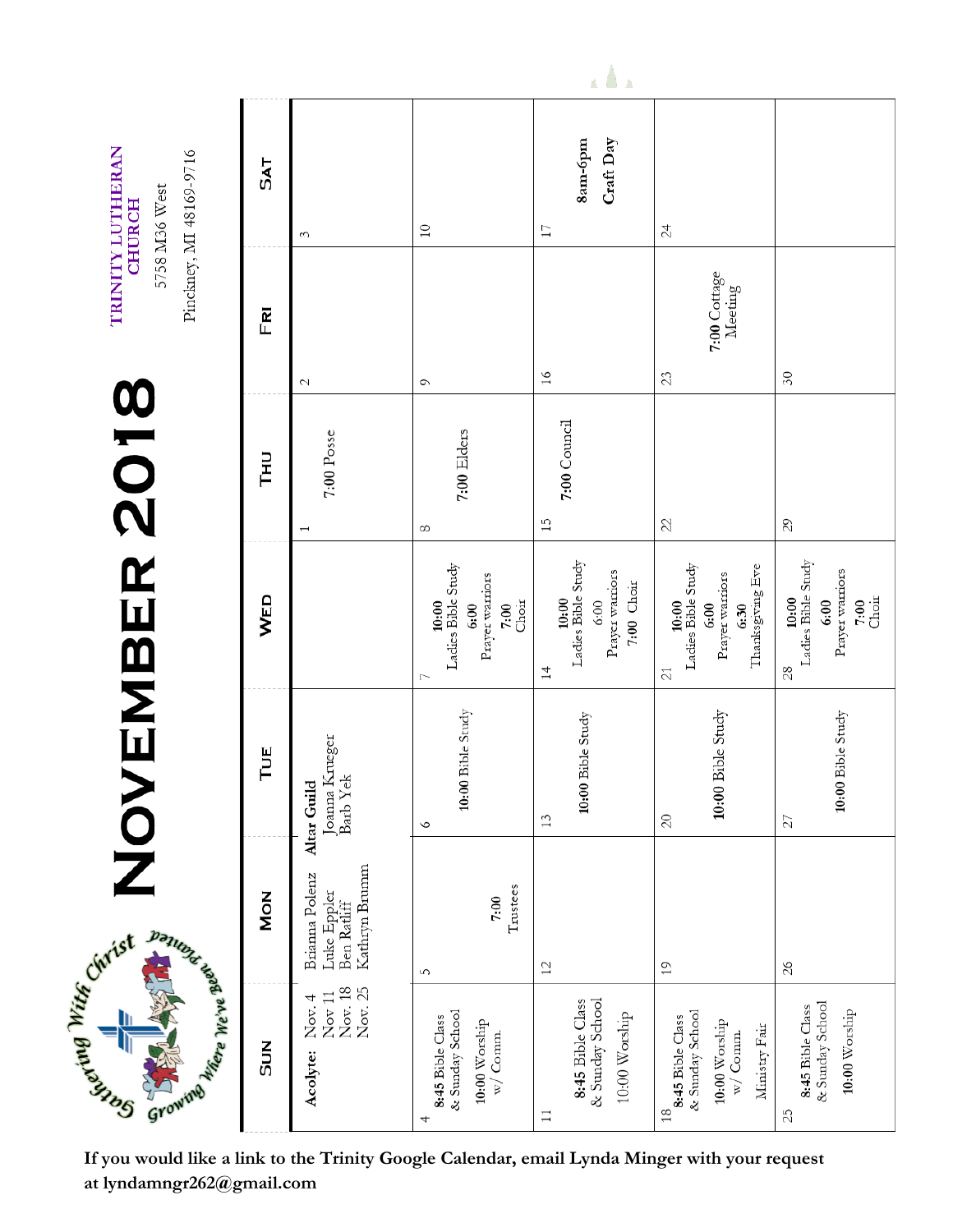# November 2018

**TRINITY LUTHERAN CHURCH**
5758 M36 West
Pinckney, MI 48169-9716

| Sun | Mon | Tue | Wed | Thu | Fri | Sat |
|---|---|---|---|---|---|---|
| **Acolyte:** Nov. 4 Brianna Polenz, Nov 11 Luke Eppler, Nov. 18 Ben Ratliff, Nov. 25 Kathryn Brumm | | **Altar Guild** Joanna Krueger, Barb Yek | | 1 7:00 Posse | 2 | 3 |
| 4 **8:45** Bible Class & Sunday School **10:00** Worship w/ Comm. | 5 **7:00** Trustees | 6 **10:00** Bible Study | 7 **10:00** Ladies Bible Study **6:00** Prayer warriors **7:00** Choir | 8 **7:00** Elders | 9 | 10 |
| 11 **8:45** Bible Class & Sunday School 10:00 Worship | 12 | 13 **10:00** Bible Study | 14 **10:00** Ladies Bible Study 6:00 Prayer warriors 7:00 Choir | 15 **7:00** Council | 16 | 17 **8am-6pm Craft Day** |
| 18 **8:45** Bible Class & Sunday School 10:00 Worship w/ Comm. Ministry Fair | 19 | 20 **10:00** Bible Study | 21 **10:00** Ladies Bible Study **6:00** Prayer warriors **6:30** Thanksgiving Eve | 22 | 23 **7:00** Cottage Meeting | 24 |
| 25 **8:45** Bible Class & Sunday School **10:00** Worship | 26 | 27 **10:00** Bible Study | 28 **10:00** Ladies Bible Study **6:00** Prayer warriors **7:00** Choir | 29 | 30 | |

**If you would like a link to the Trinity Google Calendar, email Lynda Minger with your request at lyndamngr262@gmail.com**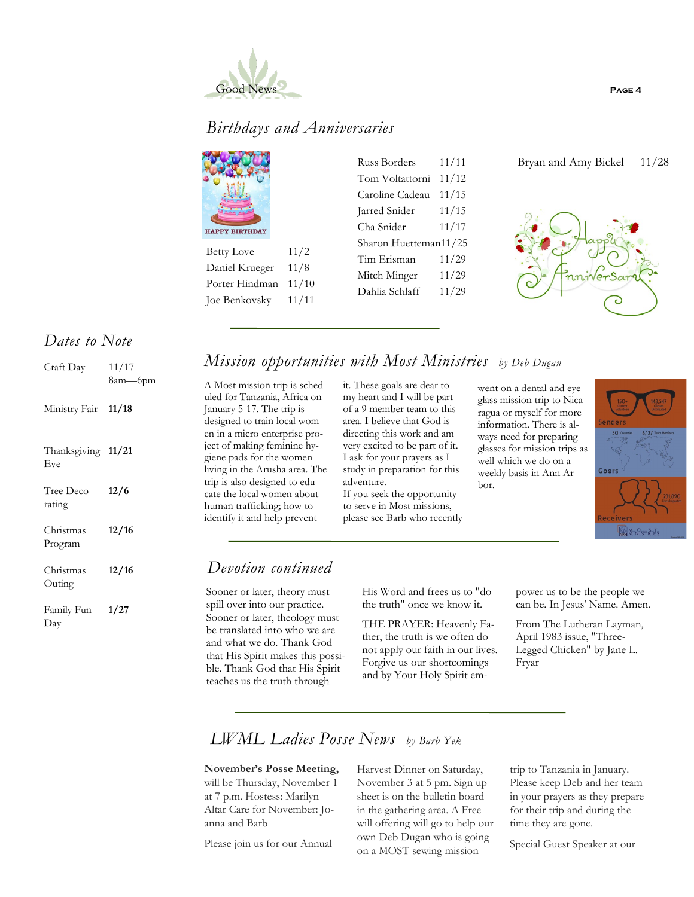## Birthdays and Anniversaries

| | |
|---|---|
| Betty Love | 11/2 |
| Daniel Krueger | 11/8 |
| Porter Hindman | 11/10 |
| Joe Benkovsky | 11/11 |
| Russ Borders | 11/11 |
| Tom Voltattorni | 11/12 |
| Caroline Cadeau | 11/15 |
| Jarred Snider | 11/15 |
| Cha Snider | 11/17 |
| Sharon Huetteman | 11/25 |
| Tim Erisman | 11/29 |
| Mitch Minger | 11/29 |
| Dahlia Schlaff | 11/29 |

Bryan and Amy Bickel 11/28

## Dates to Note

| | |
|---|---|
| Craft Day | 11/17 8am—6pm |
| Ministry Fair | **11/18** |
| Thanksgiving Eve | **11/21** |
| Tree Decorating | **12/6** |
| Christmas Program | **12/16** |
| Christmas Outing | **12/16** |
| Family Fun Day | **1/27** |

## Mission opportunities with Most Ministries *by Deb Dugan*

A Most mission trip is scheduled for Tanzania, Africa on January 5-17. The trip is designed to train local women in a micro enterprise project of making feminine hygiene pads for the women living in the Arusha area. The trip is also designed to educate the local women about human trafficking; how to identify it and help prevent it. These goals are dear to my heart and I will be part of a 9 member team to this area. I believe that God is directing this work and am very excited to be part of it. I ask for your prayers as I study in preparation for this adventure.

If you seek the opportunity to serve in Most missions, please see Barb who recently went on a dental and eyeglass mission trip to Nicaragua or myself for more information. There is always need for preparing glasses for mission trips as well which we do on a weekly basis in Ann Arbor.

## Devotion continued

Sooner or later, theory must spill over into our practice. Sooner or later, theology must be translated into who we are and what we do. Thank God that His Spirit makes this possible. Thank God that His Spirit teaches us the truth through His Word and frees us to "do the truth" once we know it.

THE PRAYER: Heavenly Father, the truth is we often do not apply our faith in our lives. Forgive us our shortcomings and by Your Holy Spirit empower us to be the people we can be. In Jesus' Name. Amen.

From The Lutheran Layman, April 1983 issue, "Three-Legged Chicken" by Jane L. Fryar

## LWML Ladies Posse News *by Barb Yek*

**November's Posse Meeting,** will be Thursday, November 1 at 7 p.m. Hostess: Marilyn Altar Care for November: Joanna and Barb

Please join us for our Annual Harvest Dinner on Saturday, November 3 at 5 pm. Sign up sheet is on the bulletin board in the gathering area. A Free will offering will go to help our own Deb Dugan who is going on a MOST sewing mission trip to Tanzania in January. Please keep Deb and her team in your prayers as they prepare for their trip and during the time they are gone.

Special Guest Speaker at our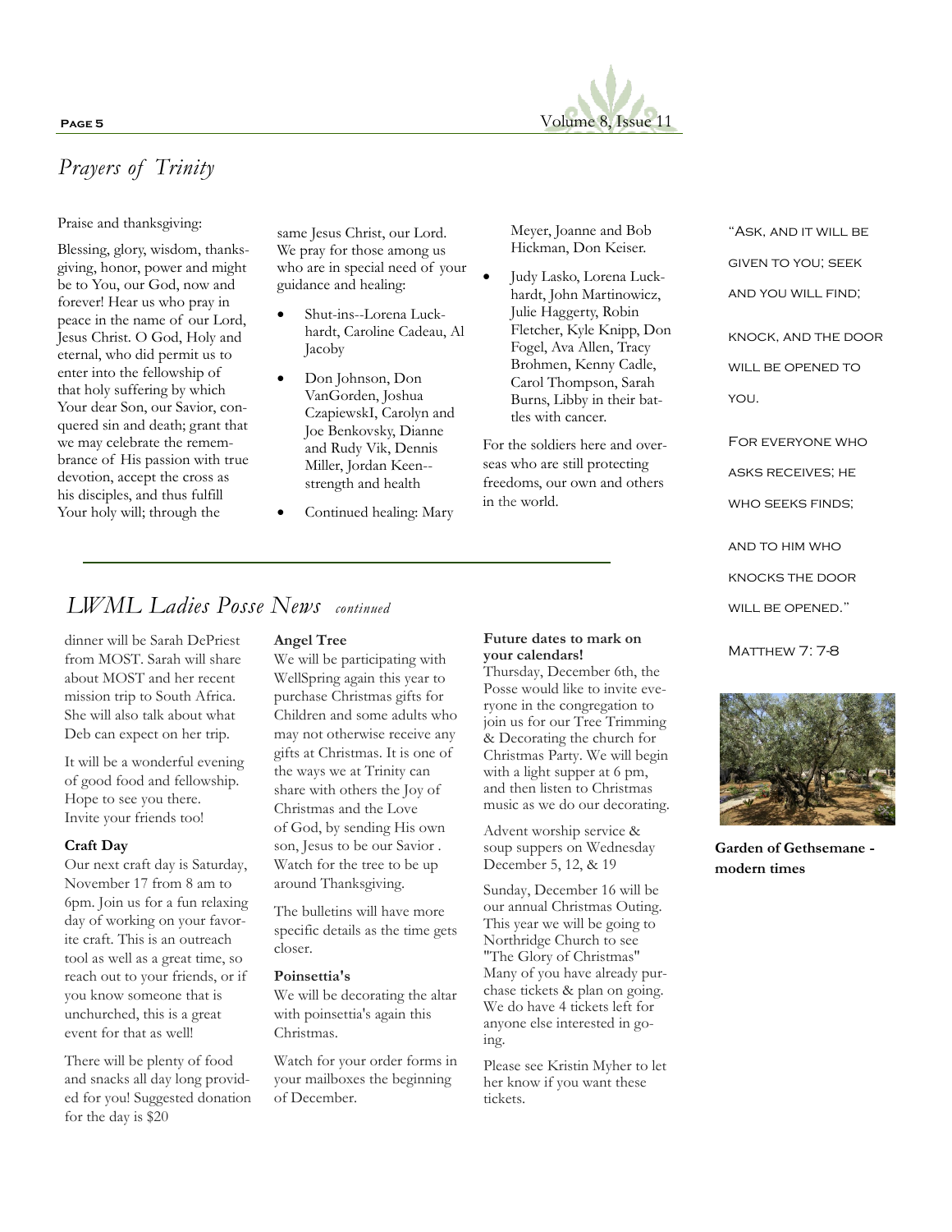## *Prayers of Trinity*

Praise and thanksgiving:

Blessing, glory, wisdom, thanksgiving, honor, power and might be to You, our God, now and forever! Hear us who pray in peace in the name of our Lord, Jesus Christ. O God, Holy and eternal, who did permit us to enter into the fellowship of that holy suffering by which Your dear Son, our Savior, conquered sin and death; grant that we may celebrate the remembrance of His passion with true devotion, accept the cross as his disciples, and thus fulfill Your holy will; through the same Jesus Christ, our Lord. We pray for those among us who are in special need of your guidance and healing:

- Shut-ins--Lorena Luckhardt, Caroline Cadeau, Al Jacoby
- Don Johnson, Don VanGorden, Joshua CzapiewskI, Carolyn and Joe Benkovsky, Dianne and Rudy Vik, Dennis Miller, Jordan Keen--strength and health
- Continued healing: Mary Meyer, Joanne and Bob Hickman, Don Keiser.
- Judy Lasko, Lorena Luckhardt, John Martinowicz, Julie Haggerty, Robin Fletcher, Kyle Knipp, Don Fogel, Ava Allen, Tracy Brohmen, Kenny Cadle, Carol Thompson, Sarah Burns, Libby in their battles with cancer.

For the soldiers here and overseas who are still protecting freedoms, our own and others in the world.

## *LWML Ladies Posse News* *continued*

dinner will be Sarah DePriest from MOST. Sarah will share about MOST and her recent mission trip to South Africa. She will also talk about what Deb can expect on her trip.

It will be a wonderful evening of good food and fellowship. Hope to see you there. Invite your friends too!

**Craft Day**

Our next craft day is Saturday, November 17 from 8 am to 6pm. Join us for a fun relaxing day of working on your favorite craft. This is an outreach tool as well as a great time, so reach out to your friends, or if you know someone that is unchurched, this is a great event for that as well!

There will be plenty of food and snacks all day long provided for you! Suggested donation for the day is $20

**Angel Tree**

We will be participating with WellSpring again this year to purchase Christmas gifts for Children and some adults who may not otherwise receive any gifts at Christmas. It is one of the ways we at Trinity can share with others the Joy of Christmas and the Love of God, by sending His own son, Jesus to be our Savior . Watch for the tree to be up around Thanksgiving.

The bulletins will have more specific details as the time gets closer.

**Poinsettia's**

We will be decorating the altar with poinsettia's again this Christmas.

Watch for your order forms in your mailboxes the beginning of December.

**Future dates to mark on your calendars!**

Thursday, December 6th, the Posse would like to invite everyone in the congregation to join us for our Tree Trimming & Decorating the church for Christmas Party. We will begin with a light supper at 6 pm, and then listen to Christmas music as we do our decorating.

Advent worship service & soup suppers on Wednesday December 5, 12, & 19

Sunday, December 16 will be our annual Christmas Outing. This year we will be going to Northridge Church to see "The Glory of Christmas" Many of you have already purchase tickets & plan on going. We do have 4 tickets left for anyone else interested in going.

Please see Kristin Myher to let her know if you want these tickets.

"Ask, and it will be given to you; seek and you will find; knock, and the door will be opened to you.

For everyone who asks receives; he who seeks finds; and to him who knocks the door will be opened."

Matthew 7: 7-8

**Garden of Gethsemane - modern times**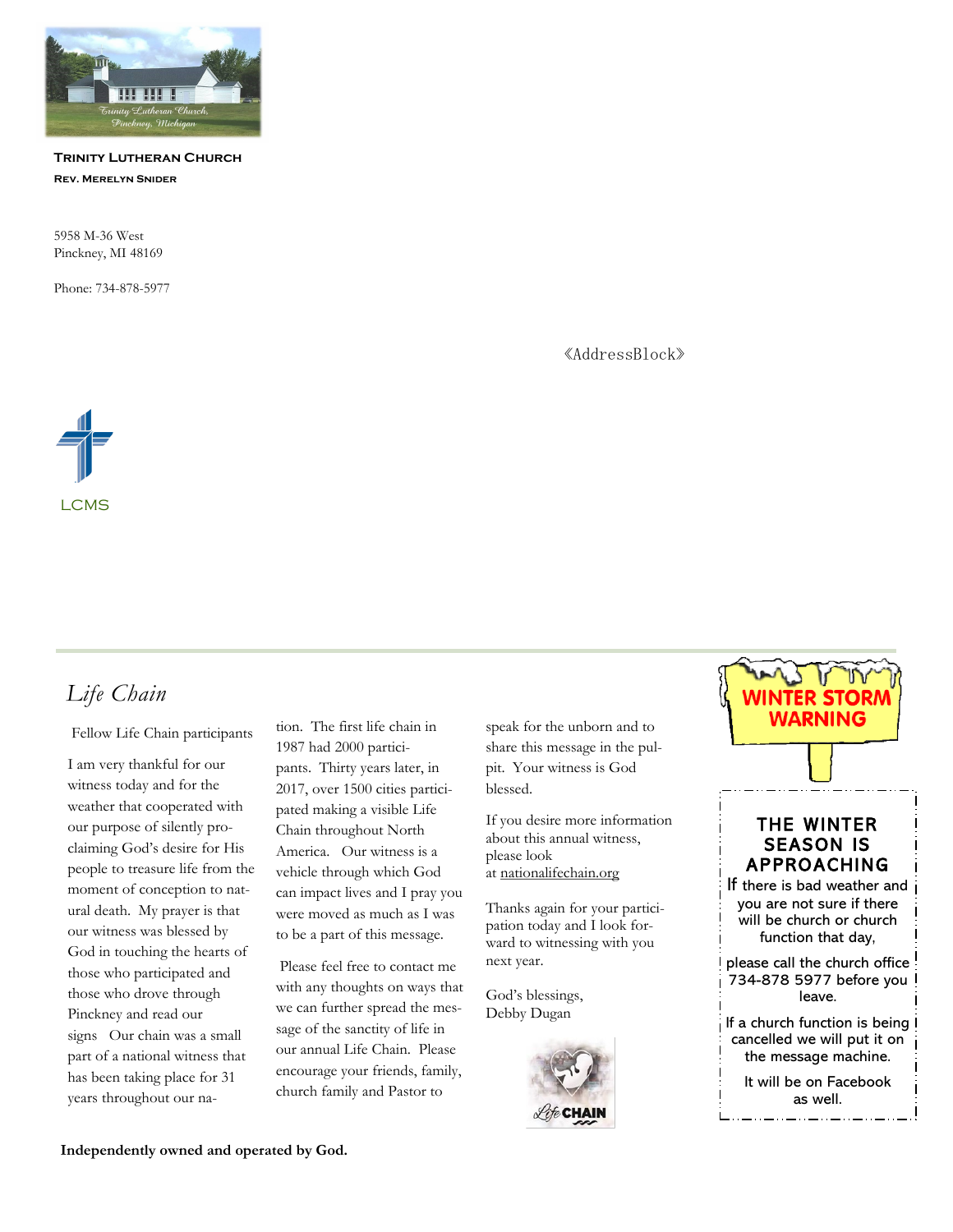**Trinity Lutheran Church**

**Rev. Merelyn Snider**

5958 M-36 West
Pinckney, MI 48169

Phone: 734-878-5977

《AddressBlock》

LCMS

## *Life Chain*

Fellow Life Chain participants

I am very thankful for our witness today and for the weather that cooperated with our purpose of silently proclaiming God's desire for His people to treasure life from the moment of conception to natural death. My prayer is that our witness was blessed by God in touching the hearts of those who participated and those who drove through Pinckney and read our signs Our chain was a small part of a national witness that has been taking place for 31 years throughout our nation. The first life chain in 1987 had 2000 participants. Thirty years later, in 2017, over 1500 cities participated making a visible Life Chain throughout North America. Our witness is a vehicle through which God can impact lives and I pray you were moved as much as I was to be a part of this message.

Please feel free to contact me with any thoughts on ways that we can further spread the message of the sanctity of life in our annual Life Chain. Please encourage your friends, family, church family and Pastor to speak for the unborn and to share this message in the pulpit. Your witness is God blessed.

If you desire more information about this annual witness, please look at nationalifechain.org

Thanks again for your participation today and I look forward to witnessing with you next year.

God's blessings,
Debby Dugan

WINTER STORM WARNING

### THE WINTER SEASON IS APPROACHING

If there is bad weather and you are not sure if there will be church or church function that day,

please call the church office 734-878 5977 before you leave.

If a church function is being cancelled we will put it on the message machine.

It will be on Facebook as well.

**Independently owned and operated by God.**